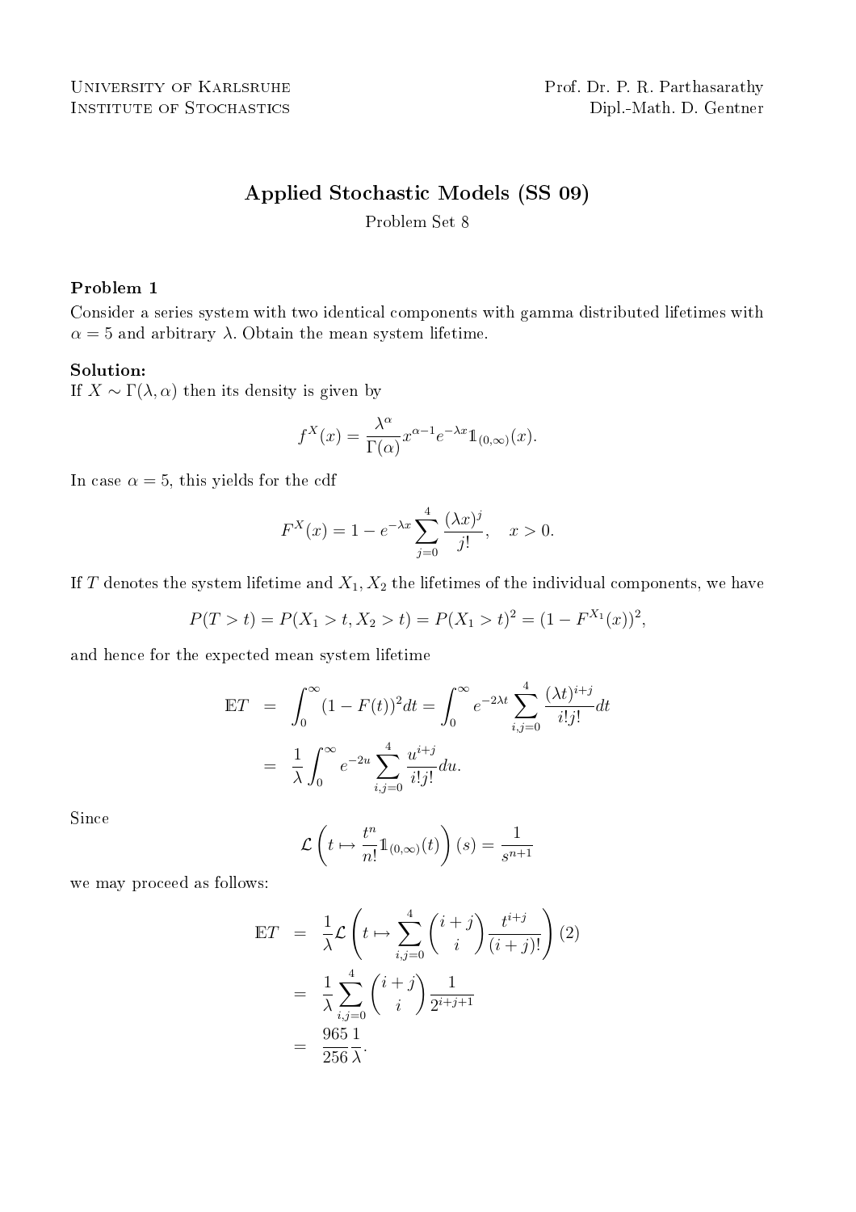University of Karlsruhe
Institute of Stochastics

Prof. Dr. P. R. Parthasarathy
Dipl.-Math. D. Gentner

# Applied Stochastic Models (SS 09)

Problem Set 8

### Problem 1

Consider a series system with two identical components with gamma distributed lifetimes with $\alpha = 5$ and arbitrary $\lambda$. Obtain the mean system lifetime.

**Solution:**

If $X \sim \Gamma(\lambda, \alpha)$ then its density is given by

$$f^X(x) = \frac{\lambda^\alpha}{\Gamma(\alpha)} x^{\alpha-1} e^{-\lambda x} \mathbb{1}_{(0,\infty)}(x).$$

In case $\alpha = 5$, this yields for the cdf

$$F^X(x) = 1 - e^{-\lambda x} \sum_{j=0}^{4} \frac{(\lambda x)^j}{j!}, \quad x > 0.$$

If $T$ denotes the system lifetime and $X_1, X_2$ the lifetimes of the individual components, we have

$$P(T > t) = P(X_1 > t, X_2 > t) = P(X_1 > t)^2 = (1 - F^{X_1}(x))^2,$$

and hence for the expected mean system lifetime

$$\begin{aligned}
\mathbb{E}T &= \int_0^\infty (1 - F(t))^2 dt = \int_0^\infty e^{-2\lambda t} \sum_{i,j=0}^{4} \frac{(\lambda t)^{i+j}}{i!j!} dt \\
&= \frac{1}{\lambda} \int_0^\infty e^{-2u} \sum_{i,j=0}^{4} \frac{u^{i+j}}{i!j!} du.
\end{aligned}$$

Since

$$\mathcal{L}\left(t \mapsto \frac{t^n}{n!} \mathbb{1}_{(0,\infty)}(t)\right)(s) = \frac{1}{s^{n+1}}$$

we may proceed as follows:

$$\begin{aligned}
\mathbb{E}T &= \frac{1}{\lambda} \mathcal{L}\left(t \mapsto \sum_{i,j=0}^{4} \binom{i+j}{i} \frac{t^{i+j}}{(i+j)!}\right)(2) \\
&= \frac{1}{\lambda} \sum_{i,j=0}^{4} \binom{i+j}{i} \frac{1}{2^{i+j+1}} \\
&= \frac{965}{256} \frac{1}{\lambda}.
\end{aligned}$$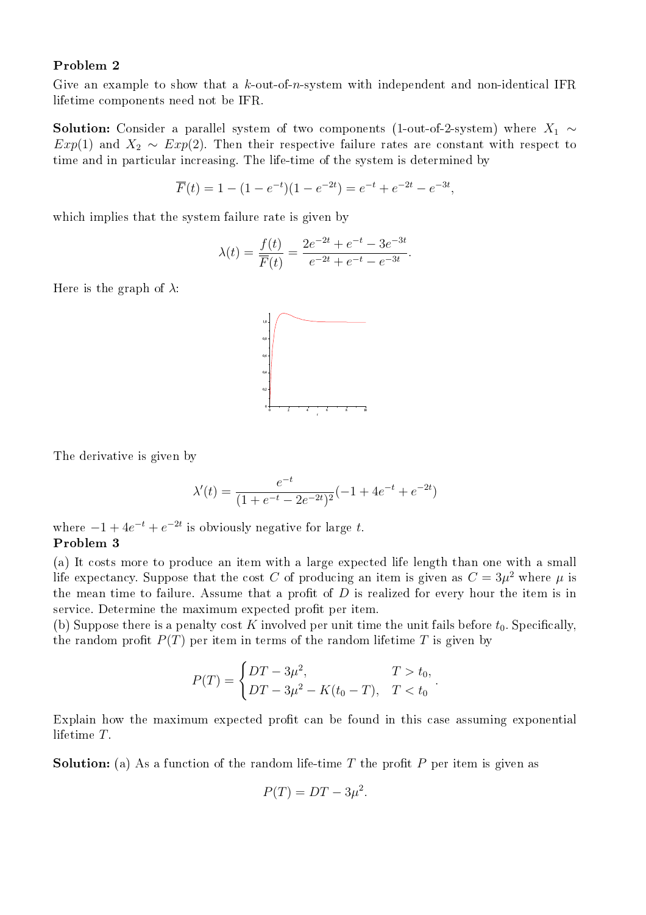**Problem 2**

Give an example to show that a $k$-out-of-$n$-system with independent and non-identical IFR lifetime components need not be IFR.

**Solution:** Consider a parallel system of two components (1-out-of-2-system) where $X_1 \sim Exp(1)$ and $X_2 \sim Exp(2)$. Then their respective failure rates are constant with respect to time and in particular increasing. The life-time of the system is determined by

$$\overline{F}(t) = 1 - (1 - e^{-t})(1 - e^{-2t}) = e^{-t} + e^{-2t} - e^{-3t},$$

which implies that the system failure rate is given by

$$\lambda(t) = \frac{f(t)}{\overline{F}(t)} = \frac{2e^{-2t} + e^{-t} - 3e^{-3t}}{e^{-2t} + e^{-t} - e^{-3t}}.$$

Here is the graph of $\lambda$:

The derivative is given by

$$\lambda'(t) = \frac{e^{-t}}{(1 + e^{-t} - 2e^{-2t})^2}(-1 + 4e^{-t} + e^{-2t})$$

where $-1 + 4e^{-t} + e^{-2t}$ is obviously negative for large $t$.

**Problem 3**

(a) It costs more to produce an item with a large expected life length than one with a small life expectancy. Suppose that the cost $C$ of producing an item is given as $C = 3\mu^2$ where $\mu$ is the mean time to failure. Assume that a profit of $D$ is realized for every hour the item is in service. Determine the maximum expected profit per item.

(b) Suppose there is a penalty cost $K$ involved per unit time the unit fails before $t_0$. Specifically, the random profit $P(T)$ per item in terms of the random lifetime $T$ is given by

$$P(T) = \begin{cases} DT - 3\mu^2, & T > t_0, \\ DT - 3\mu^2 - K(t_0 - T), & T < t_0 \end{cases}.$$

Explain how the maximum expected profit can be found in this case assuming exponential lifetime $T$.

**Solution:** (a) As a function of the random life-time $T$ the profit $P$ per item is given as

$$P(T) = DT - 3\mu^2.$$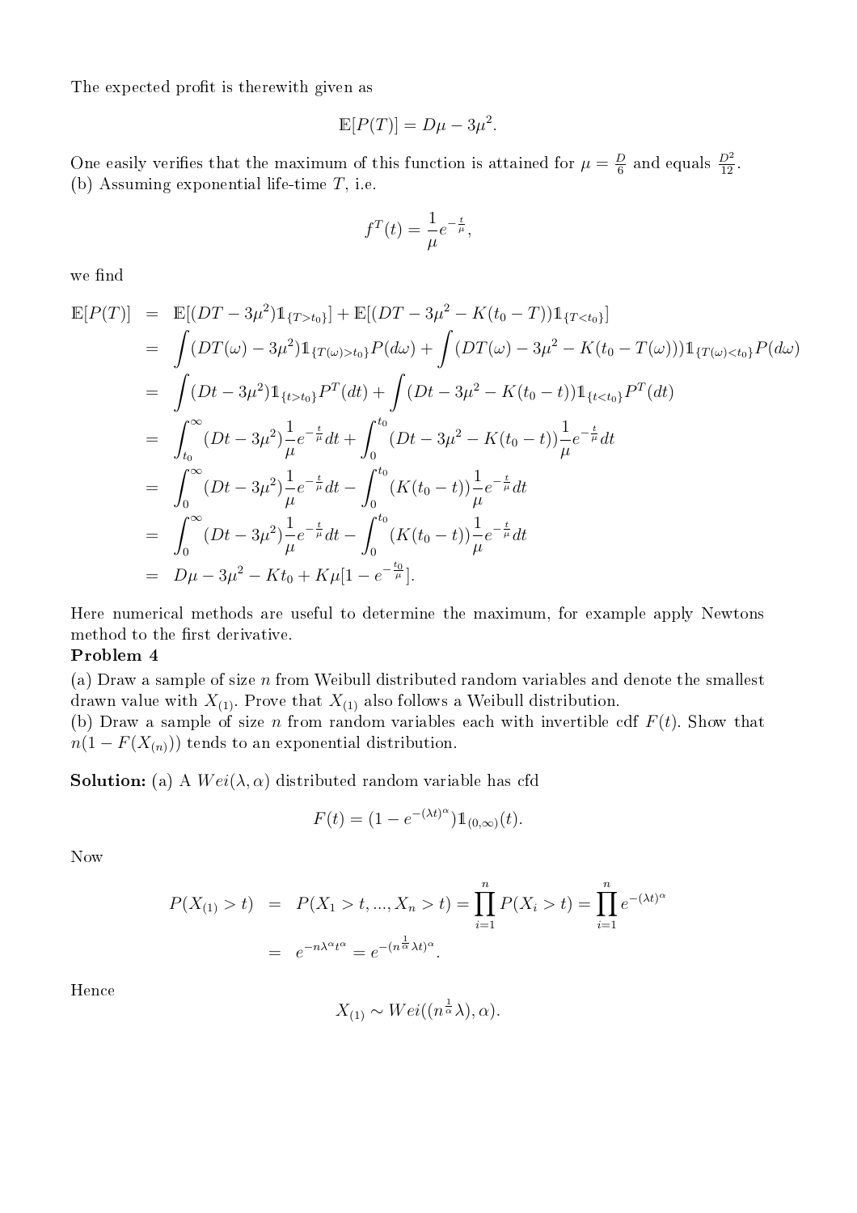The expected profit is therewith given as

$$\mathbb{E}[P(T)] = D\mu - 3\mu^2.$$

One easily verifies that the maximum of this function is attained for $\mu = \frac{D}{6}$ and equals $\frac{D^2}{12}$.

(b) Assuming exponential life-time $T$, i.e.

$$f^T(t) = \frac{1}{\mu} e^{-\frac{t}{\mu}},$$

we find

$$
\begin{aligned}
\mathbb{E}[P(T)] &= \mathbb{E}[(DT - 3\mu^2)\mathbb{1}_{\{T>t_0\}}] + \mathbb{E}[(DT - 3\mu^2 - K(t_0 - T))\mathbb{1}_{\{T<t_0\}}] \\
&= \int (DT(\omega) - 3\mu^2)\mathbb{1}_{\{T(\omega)>t_0\}} P(d\omega) + \int (DT(\omega) - 3\mu^2 - K(t_0 - T(\omega)))\mathbb{1}_{\{T(\omega)<t_0\}} P(d\omega) \\
&= \int (Dt - 3\mu^2)\mathbb{1}_{\{t>t_0\}} P^T(dt) + \int (Dt - 3\mu^2 - K(t_0 - t))\mathbb{1}_{\{t<t_0\}} P^T(dt) \\
&= \int_{t_0}^{\infty} (Dt - 3\mu^2)\frac{1}{\mu} e^{-\frac{t}{\mu}} dt + \int_0^{t_0} (Dt - 3\mu^2 - K(t_0 - t))\frac{1}{\mu} e^{-\frac{t}{\mu}} dt \\
&= \int_0^{\infty} (Dt - 3\mu^2)\frac{1}{\mu} e^{-\frac{t}{\mu}} dt - \int_0^{t_0} (K(t_0 - t))\frac{1}{\mu} e^{-\frac{t}{\mu}} dt \\
&= \int_0^{\infty} (Dt - 3\mu^2)\frac{1}{\mu} e^{-\frac{t}{\mu}} dt - \int_0^{t_0} (K(t_0 - t))\frac{1}{\mu} e^{-\frac{t}{\mu}} dt \\
&= D\mu - 3\mu^2 - Kt_0 + K\mu[1 - e^{-\frac{t_0}{\mu}}].
\end{aligned}
$$

Here numerical methods are useful to determine the maximum, for example apply Newtons method to the first derivative.

**Problem 4**

(a) Draw a sample of size $n$ from Weibull distributed random variables and denote the smallest drawn value with $X_{(1)}$. Prove that $X_{(1)}$ also follows a Weibull distribution.

(b) Draw a sample of size $n$ from random variables each with invertible cdf $F(t)$. Show that $n(1 - F(X_{(n)}))$ tends to an exponential distribution.

**Solution:** (a) A $Wei(\lambda, \alpha)$ distributed random variable has cfd

$$F(t) = (1 - e^{-(\lambda t)^\alpha})\mathbb{1}_{(0,\infty)}(t).$$

Now

$$
\begin{aligned}
P(X_{(1)} > t) &= P(X_1 > t, ..., X_n > t) = \prod_{i=1}^{n} P(X_i > t) = \prod_{i=1}^{n} e^{-(\lambda t)^\alpha} \\
&= e^{-n\lambda^\alpha t^\alpha} = e^{-(n^{\frac{1}{\alpha}}\lambda t)^\alpha}.
\end{aligned}
$$

Hence

$$X_{(1)} \sim Wei((n^{\frac{1}{\alpha}}\lambda), \alpha).$$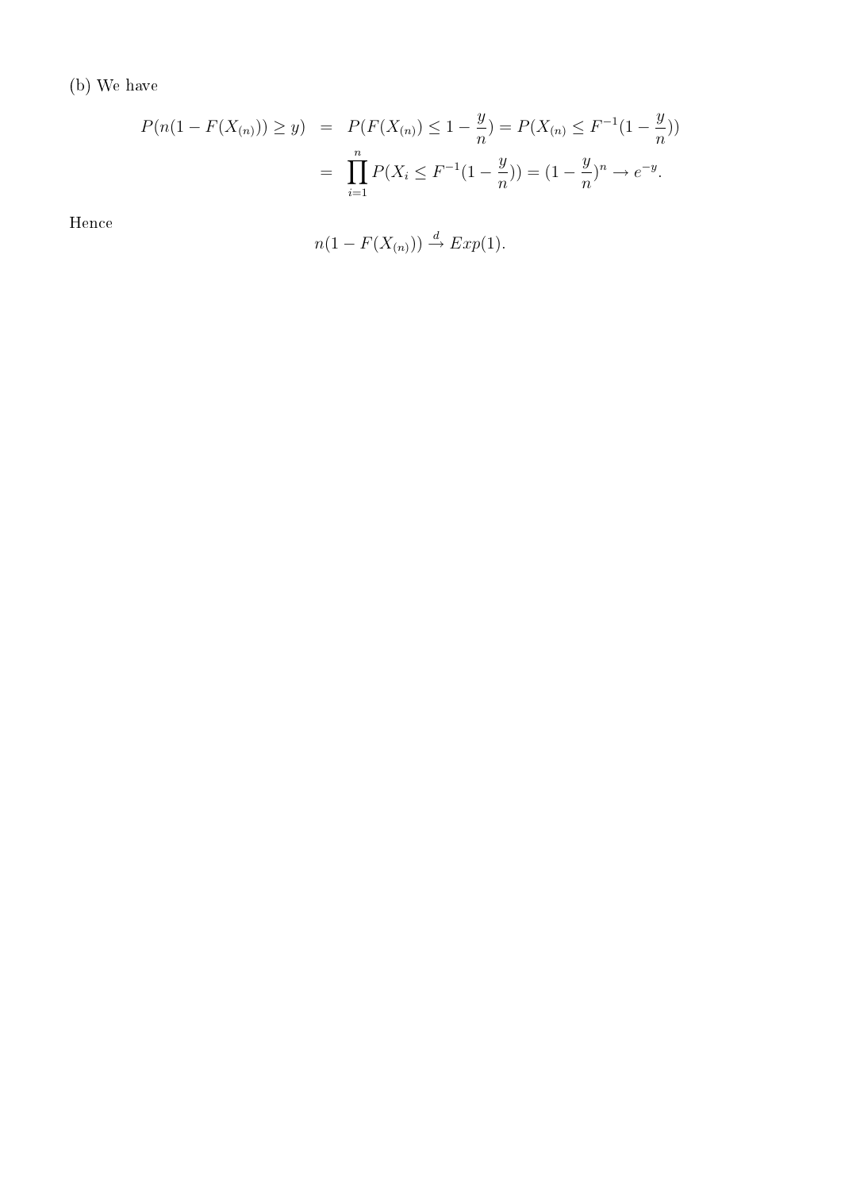(b) We have

$$
\begin{aligned}
P(n(1-F(X_{(n)})) \geq y) &= P(F(X_{(n)}) \leq 1-\frac{y}{n}) = P(X_{(n)} \leq F^{-1}(1-\frac{y}{n})) \\
&= \prod_{i=1}^{n} P(X_i \leq F^{-1}(1-\frac{y}{n})) = (1-\frac{y}{n})^n \to e^{-y}.
\end{aligned}
$$

Hence

$$
n(1-F(X_{(n)})) \xrightarrow{d} Exp(1).
$$